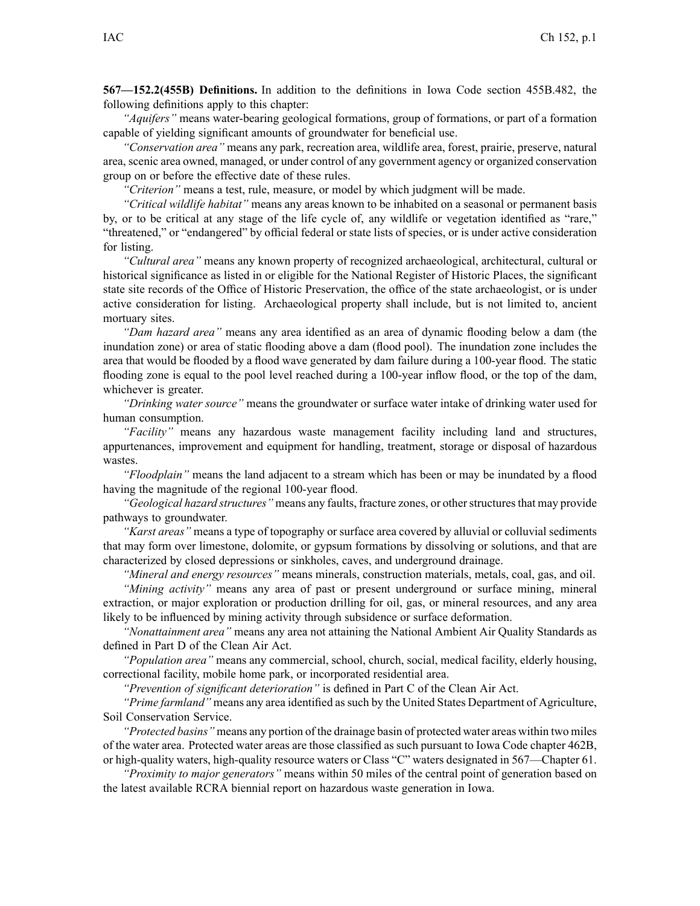**567—152.2(455B) Definitions.** In addition to the definitions in Iowa Code section 455B.482, the following definitions apply to this chapter:

*"Aquifers"* means water-bearing geological formations, group of formations, or part of a formation capable of yielding significant amounts of groundwater for beneficial use.

*"Conservation area"* means any park, recreation area, wildlife area, forest, prairie, preserve, natural area, scenic area owned, managed, or under control of any government agency or organized conservation group on or before the effective date of these rules.

*"Criterion"* means a test, rule, measure, or model by which judgment will be made.

*"Critical wildlife habitat"* means any areas known to be inhabited on a seasonal or permanent basis by, or to be critical at any stage of the life cycle of, any wildlife or vegetation identified as "rare," "threatened," or "endangered" by official federal or state lists of species, or is under active consideration for listing.

*"Cultural area"* means any known property of recognized archaeological, architectural, cultural or historical significance as listed in or eligible for the National Register of Historic Places, the significant state site records of the Office of Historic Preservation, the office of the state archaeologist, or is under active consideration for listing. Archaeological property shall include, but is not limited to, ancient mortuary sites.

*"Dam hazard area"* means any area identified as an area of dynamic flooding below a dam (the inundation zone) or area of static flooding above a dam (flood pool). The inundation zone includes the area that would be flooded by a flood wave generated by dam failure during a 100-year flood. The static flooding zone is equal to the pool level reached during a 100-year inflow flood, or the top of the dam, whichever is greater.

*"Drinking water source"* means the groundwater or surface water intake of drinking water used for human consumption.

*"Facility"* means any hazardous waste management facility including land and structures, appurtenances, improvement and equipment for handling, treatment, storage or disposal of hazardous wastes.

*"Floodplain"* means the land adjacent to a stream which has been or may be inundated by a flood having the magnitude of the regional 100-year flood.

*"Geological hazard structures"* means any faults, fracture zones, or other structures that may provide pathways to groundwater.

*"Karst areas"* means a type of topography or surface area covered by alluvial or colluvial sediments that may form over limestone, dolomite, or gypsum formations by dissolving or solutions, and that are characterized by closed depressions or sinkholes, caves, and underground drainage.

*"Mineral and energy resources"* means minerals, construction materials, metals, coal, gas, and oil.

*"Mining activity"* means any area of past or present underground or surface mining, mineral extraction, or major exploration or production drilling for oil, gas, or mineral resources, and any area likely to be influenced by mining activity through subsidence or surface deformation.

*"Nonattainment area"* means any area not attaining the National Ambient Air Quality Standards as defined in Part D of the Clean Air Act.

*"Population area"* means any commercial, school, church, social, medical facility, elderly housing, correctional facility, mobile home park, or incorporated residential area.

*"Prevention of significant deterioration"* is defined in Part C of the Clean Air Act.

*"Prime farmland"* means any area identified as such by the United States Department of Agriculture, Soil Conservation Service.

*"Protected basins"* means any portion of the drainage basin of protected water areas within two miles of the water area. Protected water areas are those classified as such pursuant to Iowa Code chapter 462B, or high-quality waters, high-quality resource waters or Class "C" waters designated in 567—Chapter 61.

*"Proximity to major generators"* means within 50 miles of the central point of generation based on the latest available RCRA biennial report on hazardous waste generation in Iowa.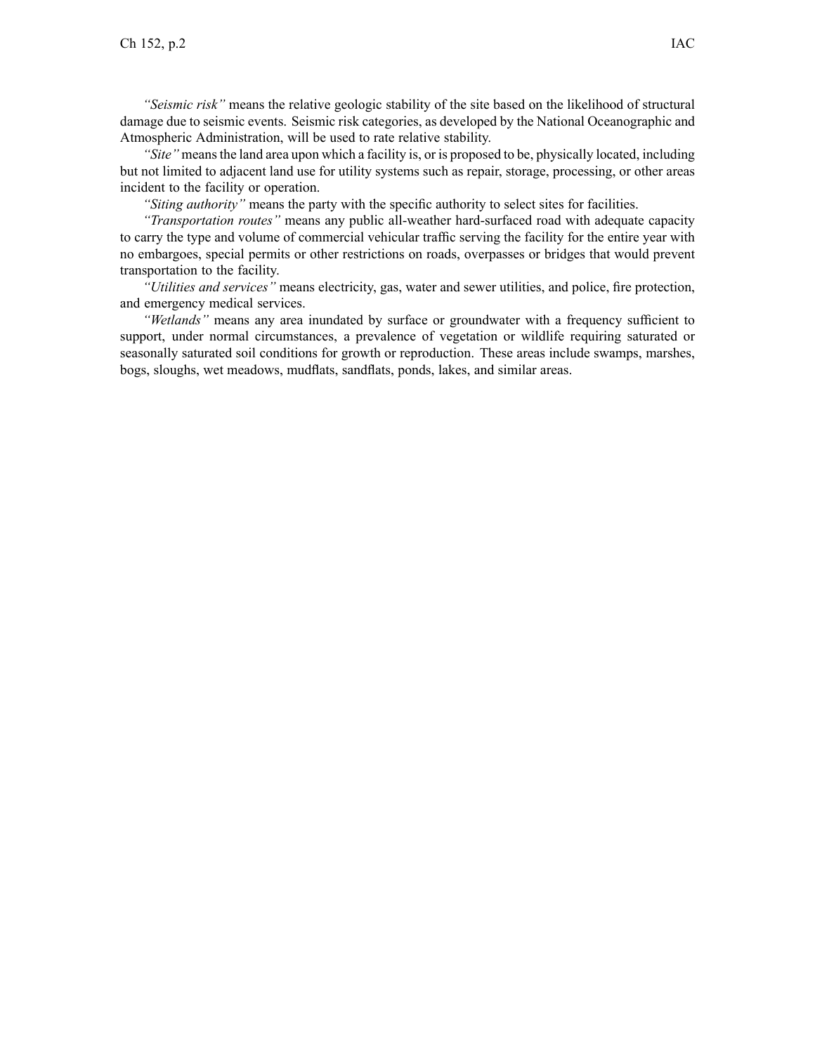*"Seismic risk"* means the relative geologic stability of the site based on the likelihood of structural damage due to seismic events. Seismic risk categories, as developed by the National Oceanographic and Atmospheric Administration, will be used to rate relative stability.

*"Site"* means the land area upon which a facility is, or is proposed to be, physically located, including but not limited to adjacent land use for utility systems such as repair, storage, processing, or other areas incident to the facility or operation.

*"Siting authority"* means the party with the specific authority to select sites for facilities.

*"Transportation routes"* means any public all-weather hard-surfaced road with adequate capacity to carry the type and volume of commercial vehicular traffic serving the facility for the entire year with no embargoes, special permits or other restrictions on roads, overpasses or bridges that would prevent transportation to the facility.

*"Utilities and services"* means electricity, gas, water and sewer utilities, and police, fire protection, and emergency medical services.

*"Wetlands"* means any area inundated by surface or groundwater with a frequency sufficient to support, under normal circumstances, a prevalence of vegetation or wildlife requiring saturated or seasonally saturated soil conditions for growth or reproduction. These areas include swamps, marshes, bogs, sloughs, wet meadows, mudflats, sandflats, ponds, lakes, and similar areas.